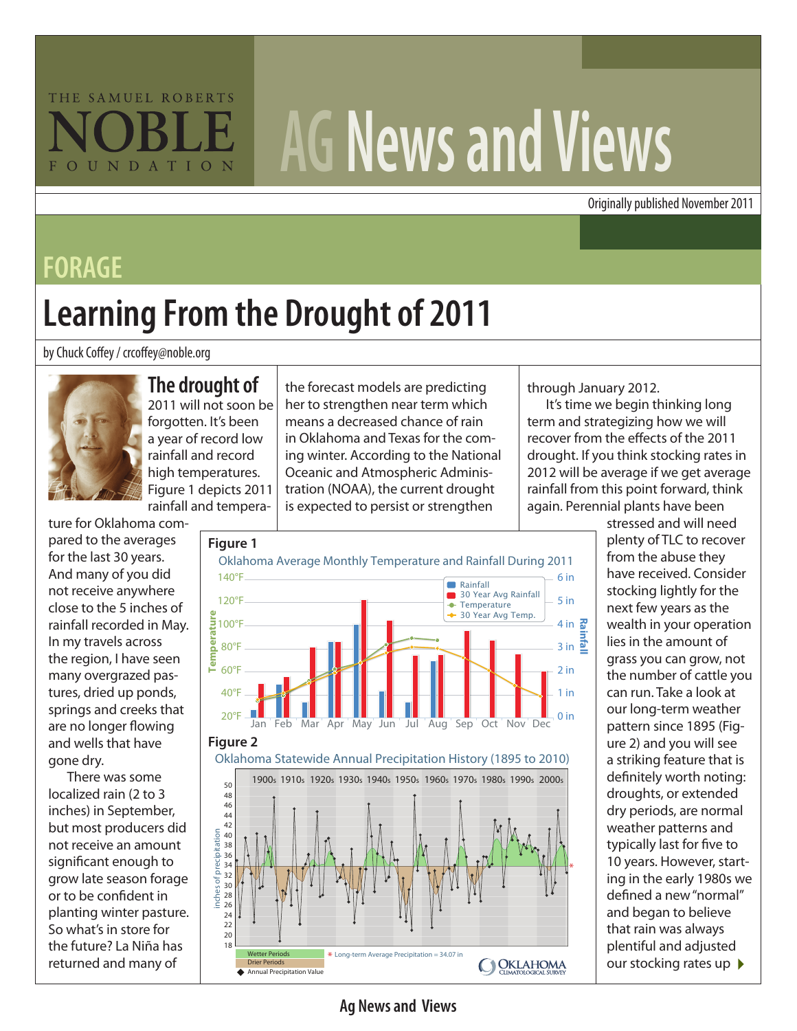# AG News and Views

Originally published November 2011

## FORAGE

# Learning From the Drought of 2011

by Chuck Coffey / crcoffey@noble.org

**The drought of** 2011 will not soon be forgotten. It's been a year of record low rainfall and record high temperatures. Figure 1 depicts 2011 rainfall and temperature for Oklahoma compared to the averages for the last 30 years. And many of you did not receive anywhere close to the 5 inches of rainfall recorded in May. In my travels across the region, I have seen many overgrazed pastures, dried up ponds, springs and creeks that are no longer flowing and wells that have gone dry.

There was some localized rain (2 to 3 inches) in September, but most producers did not receive an amount significant enough to grow late season forage or to be confident in planting winter pasture. So what's in store for the future? La Niña has returned and many of the forecast models are predicting her to strengthen near term which means a decreased chance of rain in Oklahoma and Texas for the coming winter. According to the National Oceanic and Atmospheric Administration (NOAA), the current drought is expected to persist or strengthen through January 2012.

It's time we begin thinking long term and strategizing how we will recover from the effects of the 2011 drought. If you think stocking rates in 2012 will be average if we get average rainfall from this point forward, think again. Perennial plants have been stressed and will need plenty of TLC to recover from the abuse they have received. Consider stocking lightly for the next few years as the wealth in your operation lies in the amount of grass you can grow, not the number of cattle you can run. Take a look at our long-term weather pattern since 1895 (Figure 2) and you will see a striking feature that is definitely worth noting: droughts, or extended dry periods, are normal weather patterns and typically last for five to 10 years. However, starting in the early 1980s we defined a new "normal" and began to believe that rain was always plentiful and adjusted our stocking rates up

**Figure 1**

Oklahoma Average Monthly Temperature and Rainfall During 2011

**Figure 2**

Oklahoma Statewide Annual Precipitation History (1895 to 2010)

Ag News and Views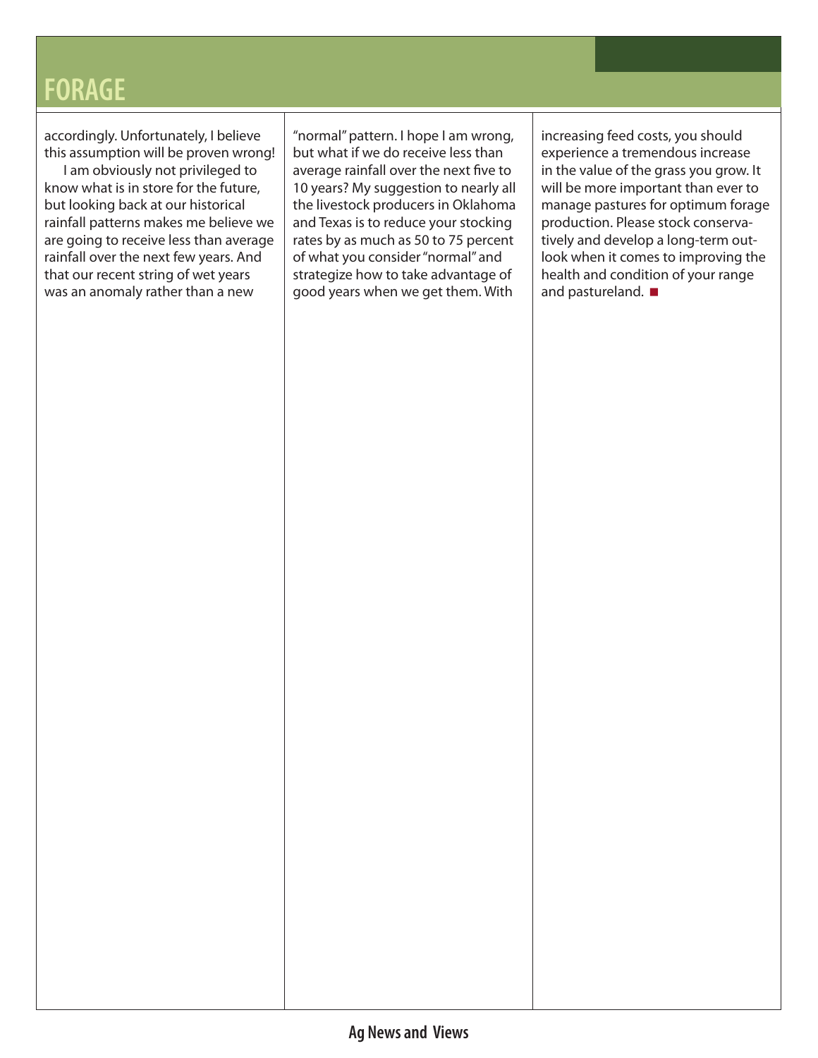## FORAGE

accordingly. Unfortunately, I believe this assumption will be proven wrong!

I am obviously not privileged to know what is in store for the future, but looking back at our historical rainfall patterns makes me believe we are going to receive less than average rainfall over the next few years. And that our recent string of wet years was an anomaly rather than a new "normal" pattern. I hope I am wrong, but what if we do receive less than average rainfall over the next five to 10 years? My suggestion to nearly all the livestock producers in Oklahoma and Texas is to reduce your stocking rates by as much as 50 to 75 percent of what you consider "normal" and strategize how to take advantage of good years when we get them. With increasing feed costs, you should experience a tremendous increase in the value of the grass you grow. It will be more important than ever to manage pastures for optimum forage production. Please stock conservatively and develop a long-term outlook when it comes to improving the health and condition of your range and pastureland. ■